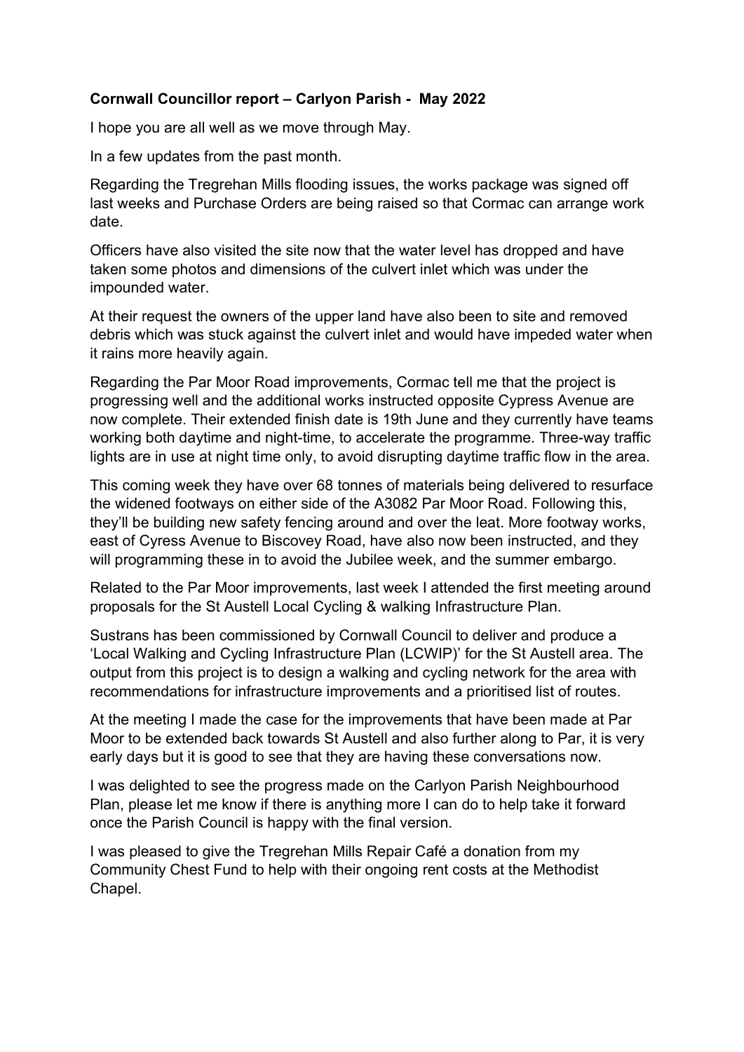**Cornwall Councillor report – Carlyon Parish - May 2022**

I hope you are all well as we move through May.

In a few updates from the past month.

Regarding the Tregrehan Mills flooding issues, the works package was signed off last weeks and Purchase Orders are being raised so that Cormac can arrange work date.

Officers have also visited the site now that the water level has dropped and have taken some photos and dimensions of the culvert inlet which was under the impounded water.

At their request the owners of the upper land have also been to site and removed debris which was stuck against the culvert inlet and would have impeded water when it rains more heavily again.

Regarding the Par Moor Road improvements, Cormac tell me that the project is progressing well and the additional works instructed opposite Cypress Avenue are now complete. Their extended finish date is 19th June and they currently have teams working both daytime and night-time, to accelerate the programme. Three-way traffic lights are in use at night time only, to avoid disrupting daytime traffic flow in the area.

This coming week they have over 68 tonnes of materials being delivered to resurface the widened footways on either side of the A3082 Par Moor Road. Following this, they'll be building new safety fencing around and over the leat. More footway works, east of Cyress Avenue to Biscovey Road, have also now been instructed, and they will programming these in to avoid the Jubilee week, and the summer embargo.

Related to the Par Moor improvements, last week I attended the first meeting around proposals for the St Austell Local Cycling & walking Infrastructure Plan.

Sustrans has been commissioned by Cornwall Council to deliver and produce a 'Local Walking and Cycling Infrastructure Plan (LCWIP)' for the St Austell area. The output from this project is to design a walking and cycling network for the area with recommendations for infrastructure improvements and a prioritised list of routes.

At the meeting I made the case for the improvements that have been made at Par Moor to be extended back towards St Austell and also further along to Par, it is very early days but it is good to see that they are having these conversations now.

I was delighted to see the progress made on the Carlyon Parish Neighbourhood Plan, please let me know if there is anything more I can do to help take it forward once the Parish Council is happy with the final version.

I was pleased to give the Tregrehan Mills Repair Café a donation from my Community Chest Fund to help with their ongoing rent costs at the Methodist Chapel.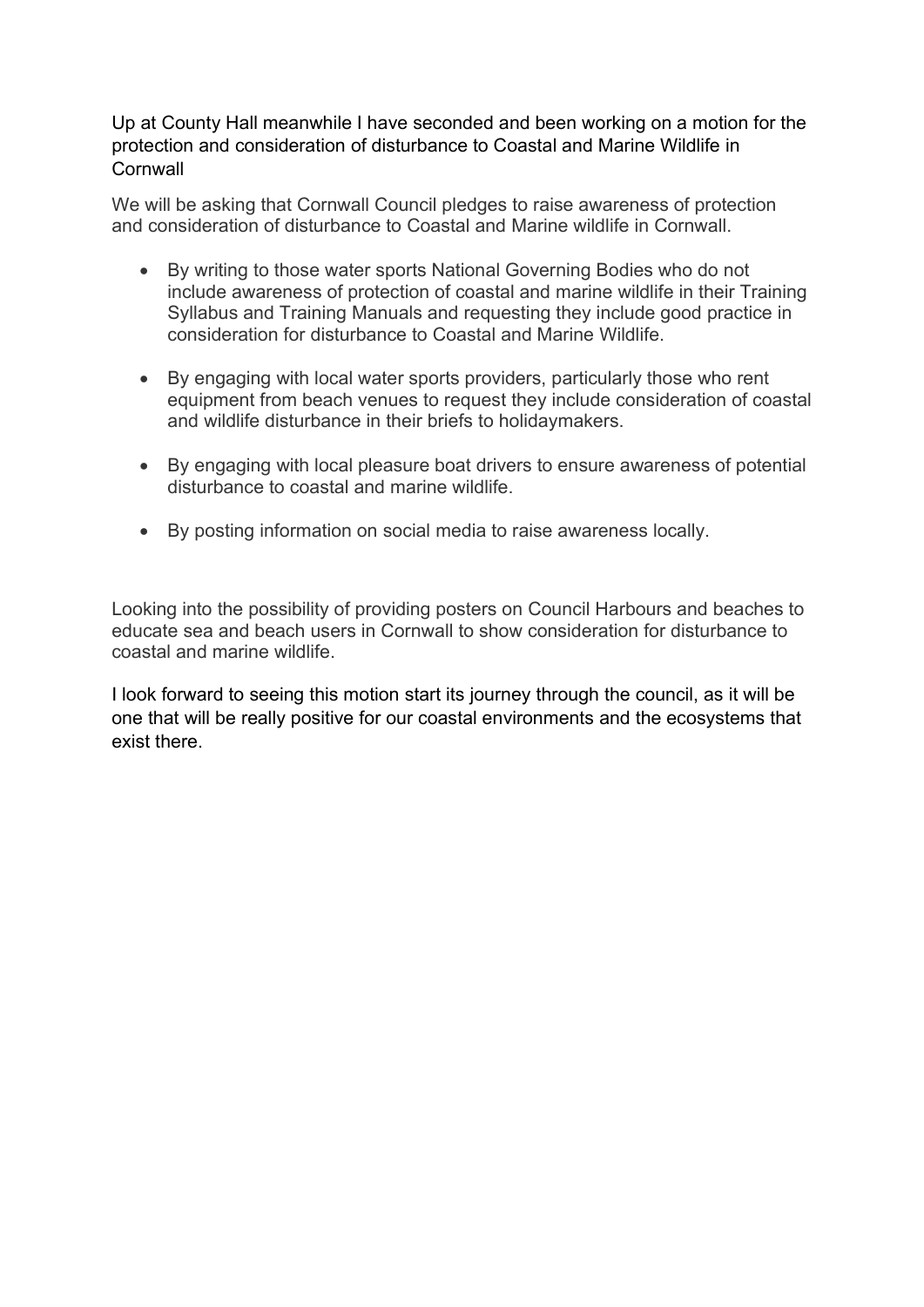Up at County Hall meanwhile I have seconded and been working on a motion for the protection and consideration of disturbance to Coastal and Marine Wildlife in Cornwall

We will be asking that Cornwall Council pledges to raise awareness of protection and consideration of disturbance to Coastal and Marine wildlife in Cornwall.

- By writing to those water sports National Governing Bodies who do not include awareness of protection of coastal and marine wildlife in their Training Syllabus and Training Manuals and requesting they include good practice in consideration for disturbance to Coastal and Marine Wildlife.
- By engaging with local water sports providers, particularly those who rent equipment from beach venues to request they include consideration of coastal and wildlife disturbance in their briefs to holidaymakers.
- By engaging with local pleasure boat drivers to ensure awareness of potential disturbance to coastal and marine wildlife.
- By posting information on social media to raise awareness locally.

Looking into the possibility of providing posters on Council Harbours and beaches to educate sea and beach users in Cornwall to show consideration for disturbance to coastal and marine wildlife.

I look forward to seeing this motion start its journey through the council, as it will be one that will be really positive for our coastal environments and the ecosystems that exist there.